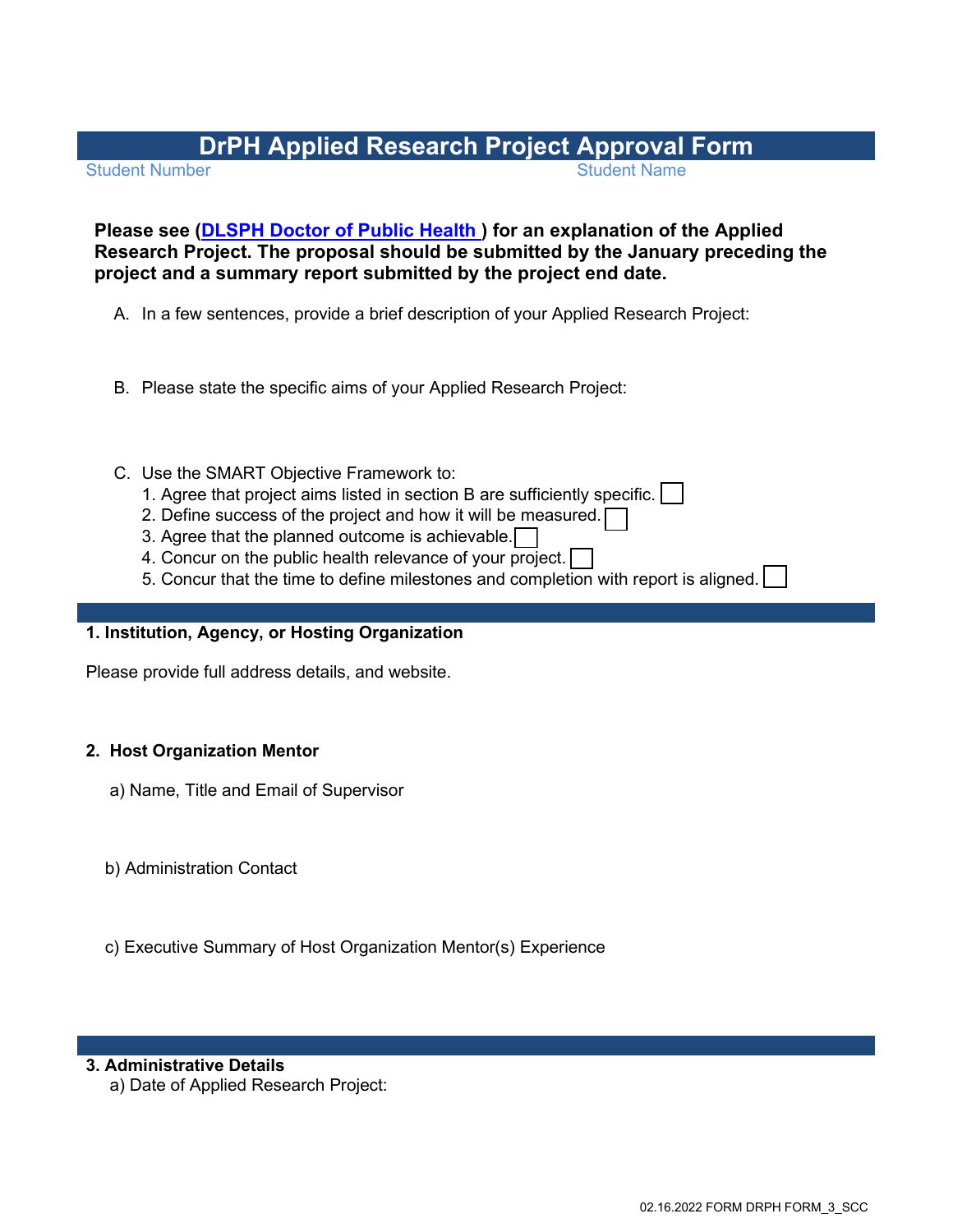# DrPH Applied Research Project Approval Form

Student Number Student Name

**Please see (DLSPH Doctor of Public Health ) for an explanation of the Applied Research Project. The proposal should be submitted by the January preceding the project and a summary report submitted by the project end date.**

A. In a few sentences, provide a brief description of your Applied Research Project:

B. Please state the specific aims of your Applied Research Project:

C. Use the SMART Objective Framework to:
   1. Agree that project aims listed in section B are sufficiently specific. ☐
   2. Define success of the project and how it will be measured. ☐
   3. Agree that the planned outcome is achievable. ☐
   4. Concur on the public health relevance of your project. ☐
   5. Concur that the time to define milestones and completion with report is aligned. ☐

**1. Institution, Agency, or Hosting Organization**

Please provide full address details, and website.

**2. Host Organization Mentor**

a) Name, Title and Email of Supervisor

b) Administration Contact

c) Executive Summary of Host Organization Mentor(s) Experience

**3. Administrative Details**

a) Date of Applied Research Project: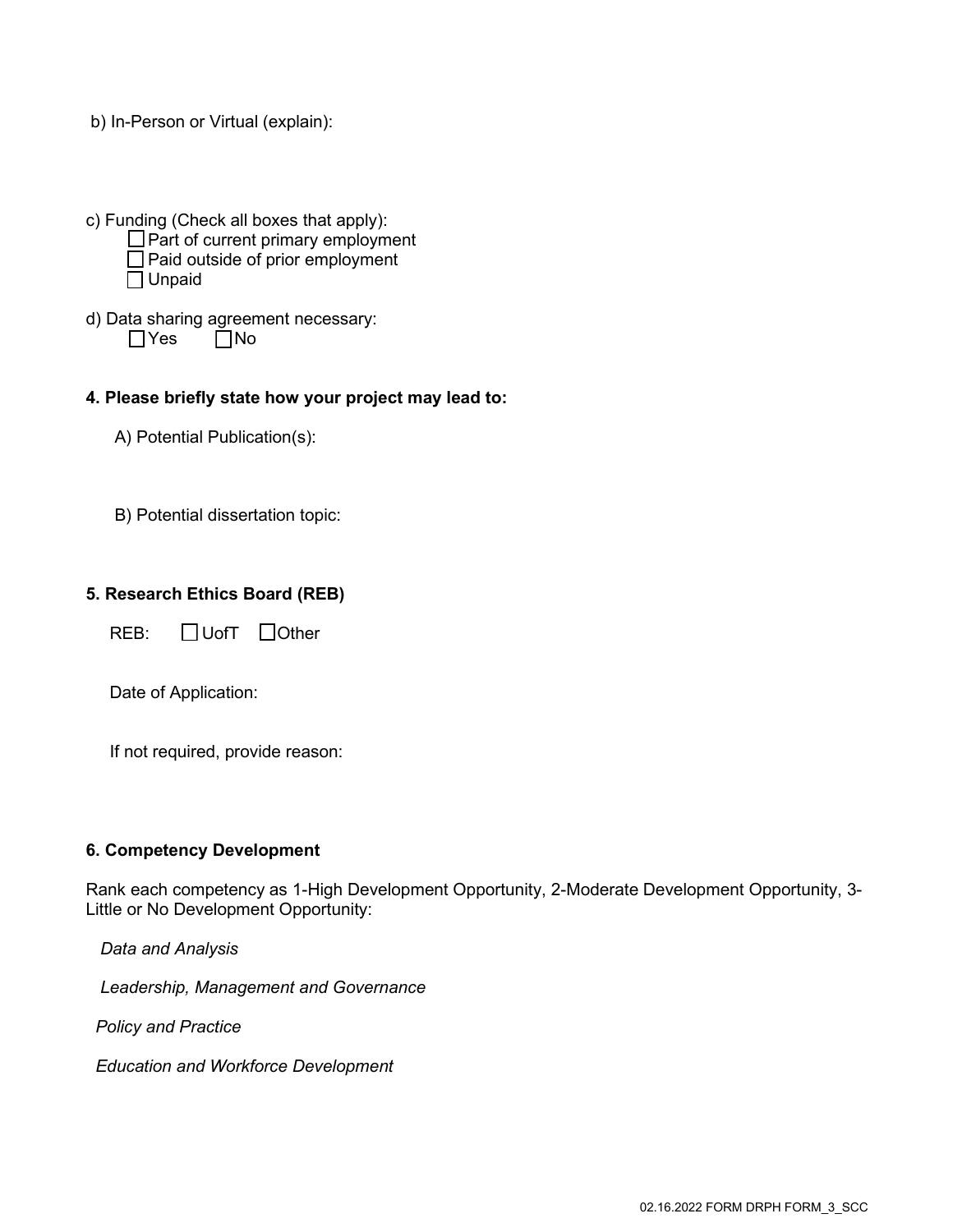b) In-Person or Virtual (explain):

c) Funding (Check all boxes that apply):

- ☐ Part of current primary employment
- ☐ Paid outside of prior employment
- ☐ Unpaid

d) Data sharing agreement necessary:

☐ Yes ☐ No

**4. Please briefly state how your project may lead to:**

A) Potential Publication(s):

B) Potential dissertation topic:

**5. Research Ethics Board (REB)**

REB: ☐ UofT ☐ Other

Date of Application:

If not required, provide reason:

**6. Competency Development**

Rank each competency as 1-High Development Opportunity, 2-Moderate Development Opportunity, 3-Little or No Development Opportunity:

*Data and Analysis*

*Leadership, Management and Governance*

*Policy and Practice*

*Education and Workforce Development*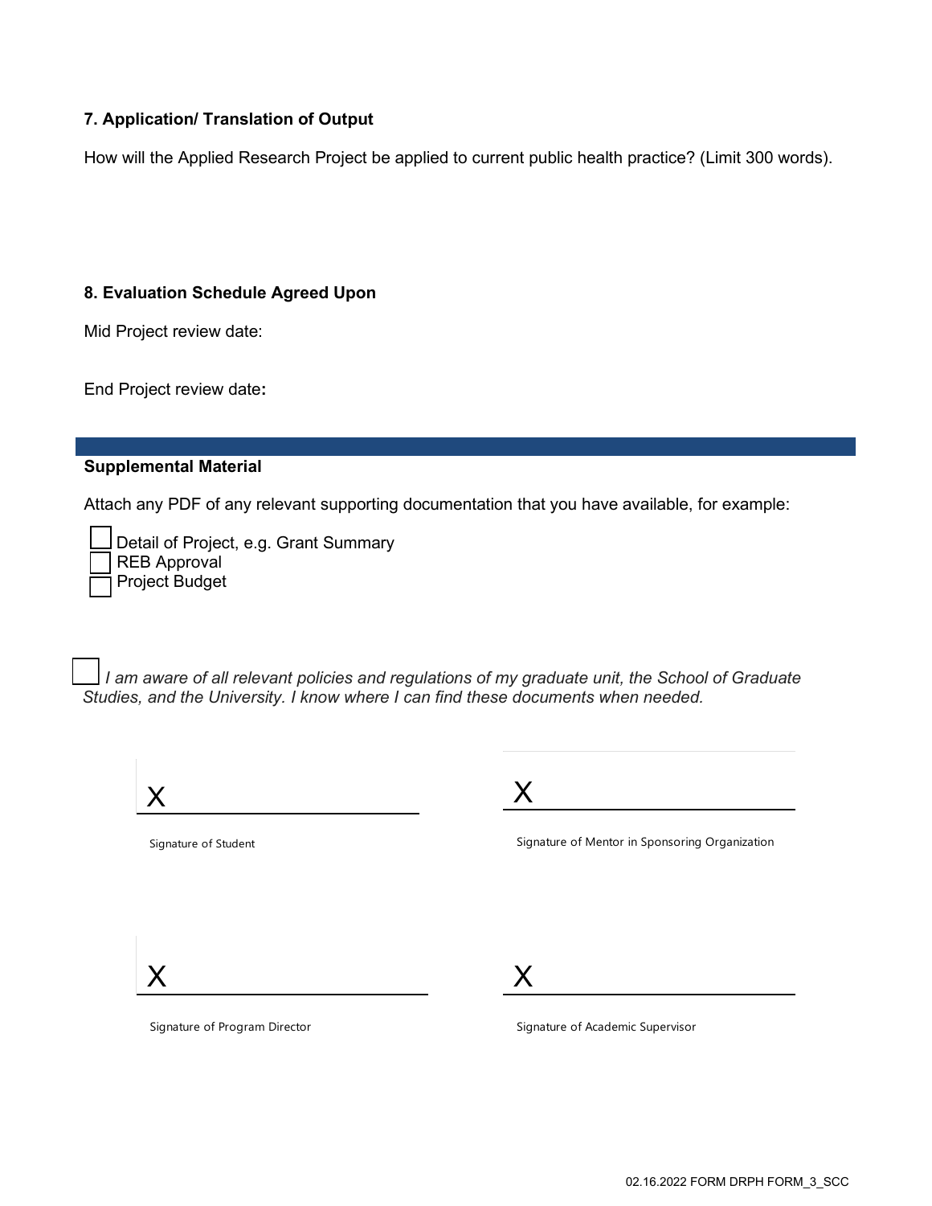### 7. Application/ Translation of Output

How will the Applied Research Project be applied to current public health practice? (Limit 300 words).

### 8. Evaluation Schedule Agreed Upon

Mid Project review date:

End Project review date:

### Supplemental Material

Attach any PDF of any relevant supporting documentation that you have available, for example:

- ☐ Detail of Project, e.g. Grant Summary
- ☐ REB Approval
- ☐ Project Budget

☐ *I am aware of all relevant policies and regulations of my graduate unit, the School of Graduate Studies, and the University. I know where I can find these documents when needed.*

X ______________________________

Signature of Student

X ______________________________

Signature of Mentor in Sponsoring Organization

X ______________________________

Signature of Program Director

X ______________________________

Signature of Academic Supervisor

02.16.2022 FORM DRPH FORM_3_SCC